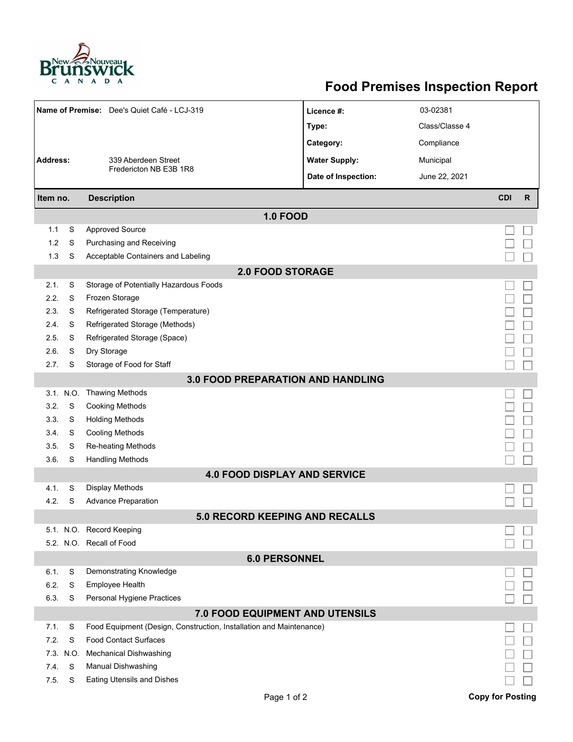# Food Premises Inspection Report

| | | | |
|---|---|---|---|
| **Name of Premise:** | Dee's Quiet Café - LCJ-319 | **Licence #:** | 03-02381 |
| | | **Type:** | Class/Classe 4 |
| | | **Category:** | Compliance |
| **Address:** | 339 Aberdeen Street<br>Fredericton NB E3B 1R8 | **Water Supply:** | Municipal |
| | | **Date of Inspection:** | June 22, 2021 |

| Item no. | | Description | CDI | R |
|---|---|---|---|---|
| | | **1.0 FOOD** | | |
| 1.1 | S | Approved Source | ☐ | ☐ |
| 1.2 | S | Purchasing and Receiving | ☐ | ☐ |
| 1.3 | S | Acceptable Containers and Labeling | ☐ | ☐ |
| | | **2.0 FOOD STORAGE** | | |
| 2.1. | S | Storage of Potentially Hazardous Foods | ☐ | ☐ |
| 2.2. | S | Frozen Storage | ☐ | ☐ |
| 2.3. | S | Refrigerated Storage (Temperature) | ☐ | ☐ |
| 2.4. | S | Refrigerated Storage (Methods) | ☐ | ☐ |
| 2.5. | S | Refrigerated Storage (Space) | ☐ | ☐ |
| 2.6. | S | Dry Storage | ☐ | ☐ |
| 2.7. | S | Storage of Food for Staff | ☐ | ☐ |
| | | **3.0 FOOD PREPARATION AND HANDLING** | | |
| 3.1. | N.O. | Thawing Methods | ☐ | ☐ |
| 3.2. | S | Cooking Methods | ☐ | ☐ |
| 3.3. | S | Holding Methods | ☐ | ☐ |
| 3.4. | S | Cooling Methods | ☐ | ☐ |
| 3.5. | S | Re-heating Methods | ☐ | ☐ |
| 3.6. | S | Handling Methods | ☐ | ☐ |
| | | **4.0 FOOD DISPLAY AND SERVICE** | | |
| 4.1. | S | Display Methods | ☐ | ☐ |
| 4.2. | S | Advance Preparation | ☐ | ☐ |
| | | **5.0 RECORD KEEPING AND RECALLS** | | |
| 5.1. | N.O. | Record Keeping | ☐ | ☐ |
| 5.2. | N.O. | Recall of Food | ☐ | ☐ |
| | | **6.0 PERSONNEL** | | |
| 6.1. | S | Demonstrating Knowledge | ☐ | ☐ |
| 6.2. | S | Employee Health | ☐ | ☐ |
| 6.3. | S | Personal Hygiene Practices | ☐ | ☐ |
| | | **7.0 FOOD EQUIPMENT AND UTENSILS** | | |
| 7.1. | S | Food Equipment (Design, Construction, Installation and Maintenance) | ☐ | ☐ |
| 7.2. | S | Food Contact Surfaces | ☐ | ☐ |
| 7.3. | N.O. | Mechanical Dishwashing | ☐ | ☐ |
| 7.4. | S | Manual Dishwashing | ☐ | ☐ |
| 7.5. | S | Eating Utensils and Dishes | ☐ | ☐ |

**Copy for Posting**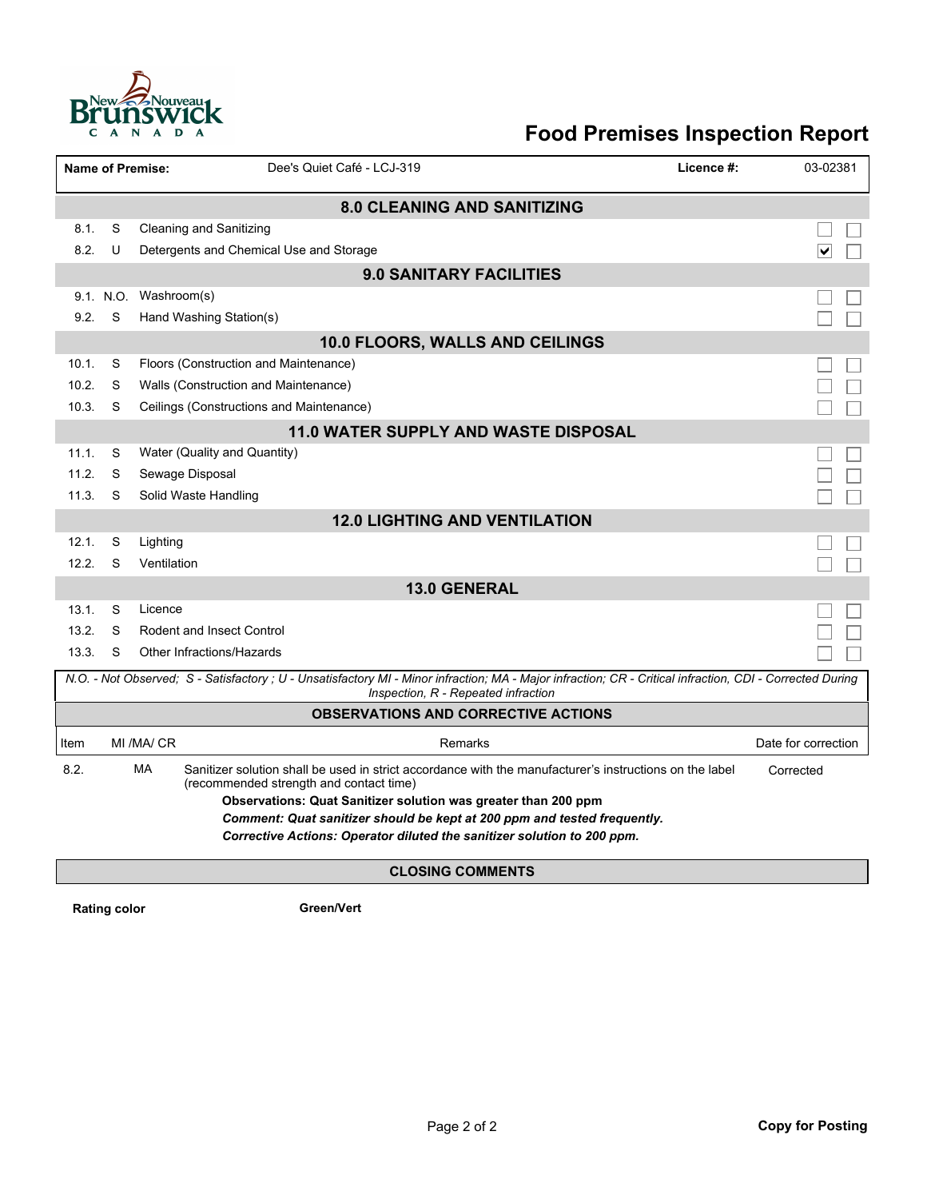# Food Premises Inspection Report

| **Name of Premise:** | Dee's Quiet Café - LCJ-319 | **Licence #:** | 03-02381 |
|---|---|---|---|

## 8.0 CLEANING AND SANITIZING

| | | | | |
|---|---|---|---|---|
| 8.1. | S | Cleaning and Sanitizing | ☐ | ☐ |
| 8.2. | U | Detergents and Chemical Use and Storage | ☑ | ☐ |

## 9.0 SANITARY FACILITIES

| | | | | |
|---|---|---|---|---|
| 9.1. | N.O. | Washroom(s) | ☐ | ☐ |
| 9.2. | S | Hand Washing Station(s) | ☐ | ☐ |

## 10.0 FLOORS, WALLS AND CEILINGS

| | | | | |
|---|---|---|---|---|
| 10.1. | S | Floors (Construction and Maintenance) | ☐ | ☐ |
| 10.2. | S | Walls (Construction and Maintenance) | ☐ | ☐ |
| 10.3. | S | Ceilings (Constructions and Maintenance) | ☐ | ☐ |

## 11.0 WATER SUPPLY AND WASTE DISPOSAL

| | | | | |
|---|---|---|---|---|
| 11.1. | S | Water (Quality and Quantity) | ☐ | ☐ |
| 11.2. | S | Sewage Disposal | ☐ | ☐ |
| 11.3. | S | Solid Waste Handling | ☐ | ☐ |

## 12.0 LIGHTING AND VENTILATION

| | | | | |
|---|---|---|---|---|
| 12.1. | S | Lighting | ☐ | ☐ |
| 12.2. | S | Ventilation | ☐ | ☐ |

## 13.0 GENERAL

| | | | | |
|---|---|---|---|---|
| 13.1. | S | Licence | ☐ | ☐ |
| 13.2. | S | Rodent and Insect Control | ☐ | ☐ |
| 13.3. | S | Other Infractions/Hazards | ☐ | ☐ |

*N.O. - Not Observed; S - Satisfactory ; U - Unsatisfactory MI - Minor infraction; MA - Major infraction; CR - Critical infraction, CDI - Corrected During Inspection, R - Repeated infraction*

## OBSERVATIONS AND CORRECTIVE ACTIONS

| Item | MI /MA/ CR | Remarks | Date for correction |
|---|---|---|---|
| 8.2. | MA | Sanitizer solution shall be used in strict accordance with the manufacturer's instructions on the label (recommended strength and contact time) | Corrected |

**Observations: Quat Sanitizer solution was greater than 200 ppm**

***Comment: Quat sanitizer should be kept at 200 ppm and tested frequently.***

***Corrective Actions: Operator diluted the sanitizer solution to 200 ppm.***

## CLOSING COMMENTS

**Rating color** **Green/Vert**

**Copy for Posting**